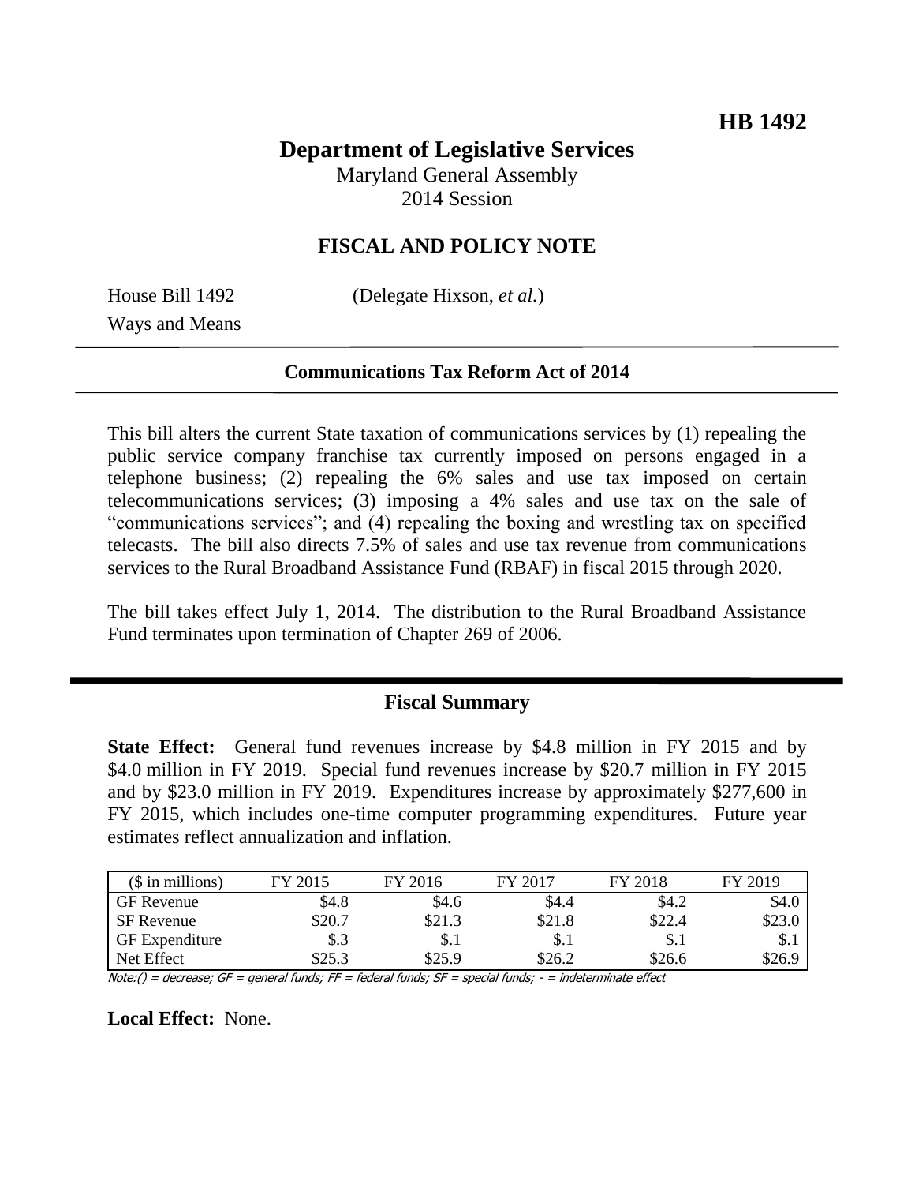**HB 1492**

# Department of Legislative Services

Maryland General Assembly
2014 Session

## FISCAL AND POLICY NOTE

House Bill 1492 (Delegate Hixson, *et al.*)
Ways and Means

**Communications Tax Reform Act of 2014**

This bill alters the current State taxation of communications services by (1) repealing the public service company franchise tax currently imposed on persons engaged in a telephone business; (2) repealing the 6% sales and use tax imposed on certain telecommunications services; (3) imposing a 4% sales and use tax on the sale of "communications services"; and (4) repealing the boxing and wrestling tax on specified telecasts. The bill also directs 7.5% of sales and use tax revenue from communications services to the Rural Broadband Assistance Fund (RBAF) in fiscal 2015 through 2020.

The bill takes effect July 1, 2014. The distribution to the Rural Broadband Assistance Fund terminates upon termination of Chapter 269 of 2006.

## Fiscal Summary

**State Effect:** General fund revenues increase by $4.8 million in FY 2015 and by $4.0 million in FY 2019. Special fund revenues increase by $20.7 million in FY 2015 and by $23.0 million in FY 2019. Expenditures increase by approximately $277,600 in FY 2015, which includes one-time computer programming expenditures. Future year estimates reflect annualization and inflation.

| ($ in millions) | FY 2015 | FY 2016 | FY 2017 | FY 2018 | FY 2019 |
|---|---|---|---|---|---|
| GF Revenue | $4.8 | $4.6 | $4.4 | $4.2 | $4.0 |
| SF Revenue | $20.7 | $21.3 | $21.8 | $22.4 | $23.0 |
| GF Expenditure | $.3 | $.1 | $.1 | $.1 | $.1 |
| Net Effect | $25.3 | $25.9 | $26.2 | $26.6 | $26.9 |

*Note:() = decrease; GF = general funds; FF = federal funds; SF = special funds; - = indeterminate effect*

**Local Effect:** None.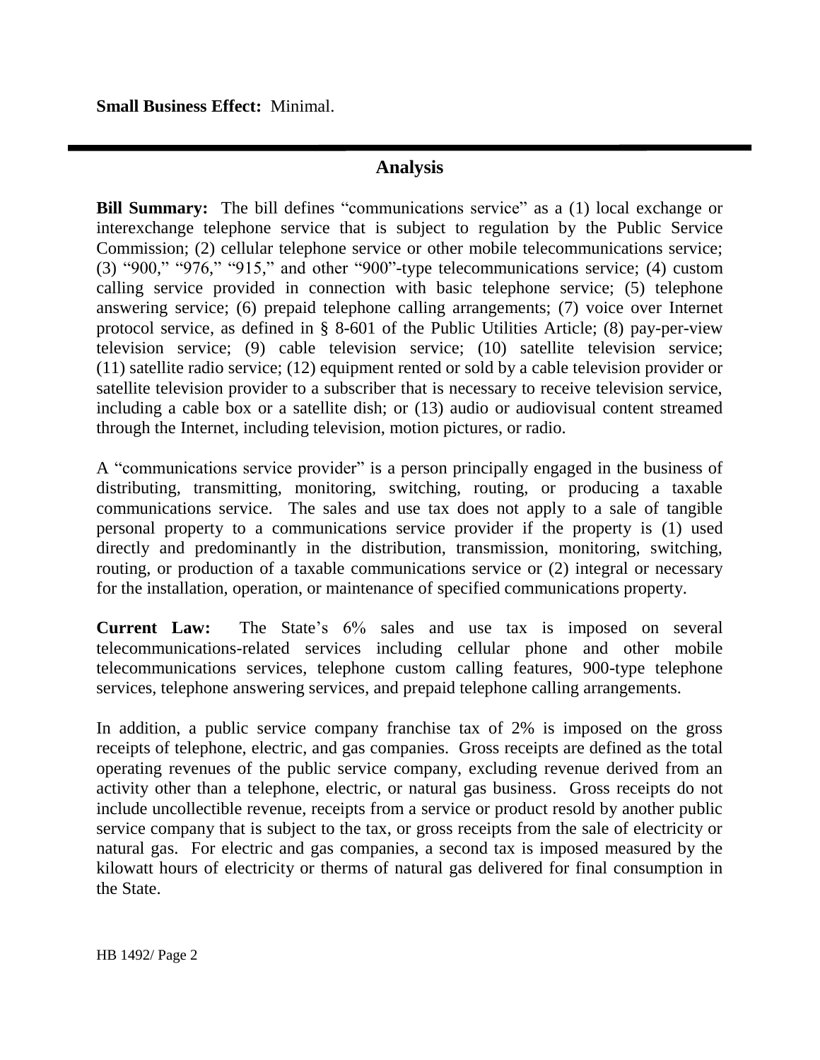**Small Business Effect:** Minimal.

## Analysis

**Bill Summary:** The bill defines "communications service" as a (1) local exchange or interexchange telephone service that is subject to regulation by the Public Service Commission; (2) cellular telephone service or other mobile telecommunications service; (3) "900," "976," "915," and other "900"-type telecommunications service; (4) custom calling service provided in connection with basic telephone service; (5) telephone answering service; (6) prepaid telephone calling arrangements; (7) voice over Internet protocol service, as defined in § 8-601 of the Public Utilities Article; (8) pay-per-view television service; (9) cable television service; (10) satellite television service; (11) satellite radio service; (12) equipment rented or sold by a cable television provider or satellite television provider to a subscriber that is necessary to receive television service, including a cable box or a satellite dish; or (13) audio or audiovisual content streamed through the Internet, including television, motion pictures, or radio.

A "communications service provider" is a person principally engaged in the business of distributing, transmitting, monitoring, switching, routing, or producing a taxable communications service. The sales and use tax does not apply to a sale of tangible personal property to a communications service provider if the property is (1) used directly and predominantly in the distribution, transmission, monitoring, switching, routing, or production of a taxable communications service or (2) integral or necessary for the installation, operation, or maintenance of specified communications property.

**Current Law:** The State's 6% sales and use tax is imposed on several telecommunications-related services including cellular phone and other mobile telecommunications services, telephone custom calling features, 900-type telephone services, telephone answering services, and prepaid telephone calling arrangements.

In addition, a public service company franchise tax of 2% is imposed on the gross receipts of telephone, electric, and gas companies. Gross receipts are defined as the total operating revenues of the public service company, excluding revenue derived from an activity other than a telephone, electric, or natural gas business. Gross receipts do not include uncollectible revenue, receipts from a service or product resold by another public service company that is subject to the tax, or gross receipts from the sale of electricity or natural gas. For electric and gas companies, a second tax is imposed measured by the kilowatt hours of electricity or therms of natural gas delivered for final consumption in the State.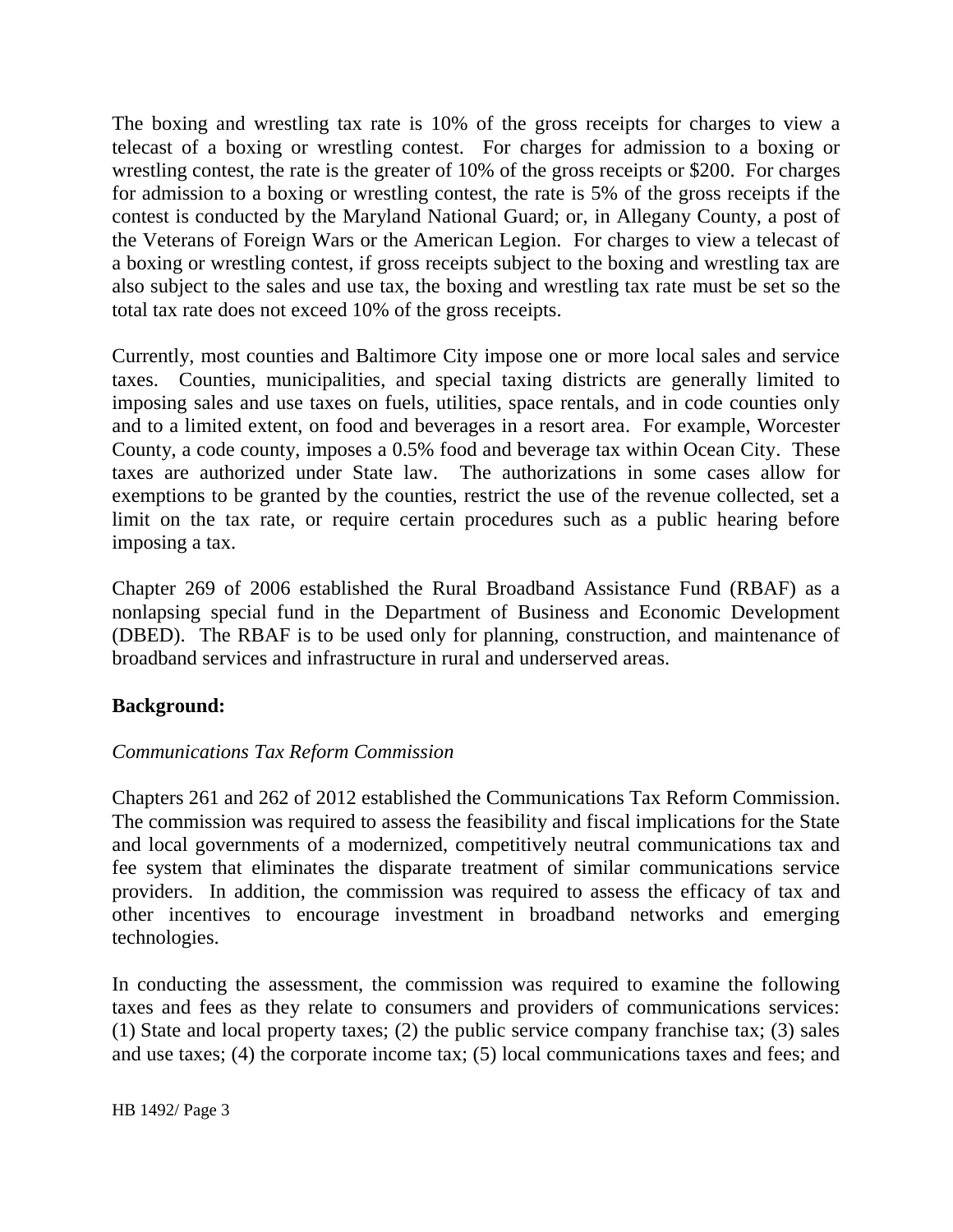The boxing and wrestling tax rate is 10% of the gross receipts for charges to view a telecast of a boxing or wrestling contest. For charges for admission to a boxing or wrestling contest, the rate is the greater of 10% of the gross receipts or $200. For charges for admission to a boxing or wrestling contest, the rate is 5% of the gross receipts if the contest is conducted by the Maryland National Guard; or, in Allegany County, a post of the Veterans of Foreign Wars or the American Legion. For charges to view a telecast of a boxing or wrestling contest, if gross receipts subject to the boxing and wrestling tax are also subject to the sales and use tax, the boxing and wrestling tax rate must be set so the total tax rate does not exceed 10% of the gross receipts.

Currently, most counties and Baltimore City impose one or more local sales and service taxes. Counties, municipalities, and special taxing districts are generally limited to imposing sales and use taxes on fuels, utilities, space rentals, and in code counties only and to a limited extent, on food and beverages in a resort area. For example, Worcester County, a code county, imposes a 0.5% food and beverage tax within Ocean City. These taxes are authorized under State law. The authorizations in some cases allow for exemptions to be granted by the counties, restrict the use of the revenue collected, set a limit on the tax rate, or require certain procedures such as a public hearing before imposing a tax.

Chapter 269 of 2006 established the Rural Broadband Assistance Fund (RBAF) as a nonlapsing special fund in the Department of Business and Economic Development (DBED). The RBAF is to be used only for planning, construction, and maintenance of broadband services and infrastructure in rural and underserved areas.

**Background:**

*Communications Tax Reform Commission*

Chapters 261 and 262 of 2012 established the Communications Tax Reform Commission. The commission was required to assess the feasibility and fiscal implications for the State and local governments of a modernized, competitively neutral communications tax and fee system that eliminates the disparate treatment of similar communications service providers. In addition, the commission was required to assess the efficacy of tax and other incentives to encourage investment in broadband networks and emerging technologies.

In conducting the assessment, the commission was required to examine the following taxes and fees as they relate to consumers and providers of communications services: (1) State and local property taxes; (2) the public service company franchise tax; (3) sales and use taxes; (4) the corporate income tax; (5) local communications taxes and fees; and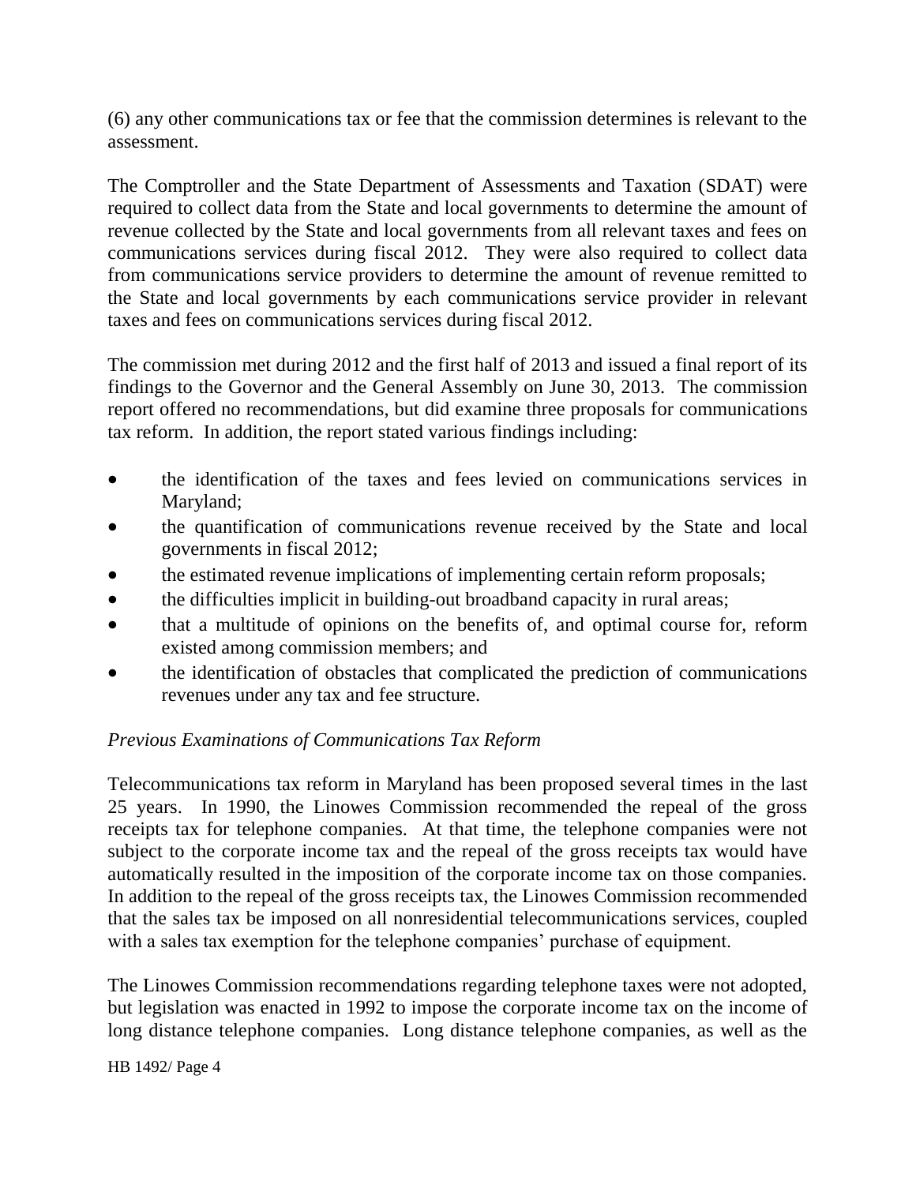(6) any other communications tax or fee that the commission determines is relevant to the assessment.

The Comptroller and the State Department of Assessments and Taxation (SDAT) were required to collect data from the State and local governments to determine the amount of revenue collected by the State and local governments from all relevant taxes and fees on communications services during fiscal 2012. They were also required to collect data from communications service providers to determine the amount of revenue remitted to the State and local governments by each communications service provider in relevant taxes and fees on communications services during fiscal 2012.

The commission met during 2012 and the first half of 2013 and issued a final report of its findings to the Governor and the General Assembly on June 30, 2013. The commission report offered no recommendations, but did examine three proposals for communications tax reform. In addition, the report stated various findings including:

- the identification of the taxes and fees levied on communications services in Maryland;
- the quantification of communications revenue received by the State and local governments in fiscal 2012;
- the estimated revenue implications of implementing certain reform proposals;
- the difficulties implicit in building-out broadband capacity in rural areas;
- that a multitude of opinions on the benefits of, and optimal course for, reform existed among commission members; and
- the identification of obstacles that complicated the prediction of communications revenues under any tax and fee structure.

*Previous Examinations of Communications Tax Reform*

Telecommunications tax reform in Maryland has been proposed several times in the last 25 years. In 1990, the Linowes Commission recommended the repeal of the gross receipts tax for telephone companies. At that time, the telephone companies were not subject to the corporate income tax and the repeal of the gross receipts tax would have automatically resulted in the imposition of the corporate income tax on those companies. In addition to the repeal of the gross receipts tax, the Linowes Commission recommended that the sales tax be imposed on all nonresidential telecommunications services, coupled with a sales tax exemption for the telephone companies' purchase of equipment.

The Linowes Commission recommendations regarding telephone taxes were not adopted, but legislation was enacted in 1992 to impose the corporate income tax on the income of long distance telephone companies. Long distance telephone companies, as well as the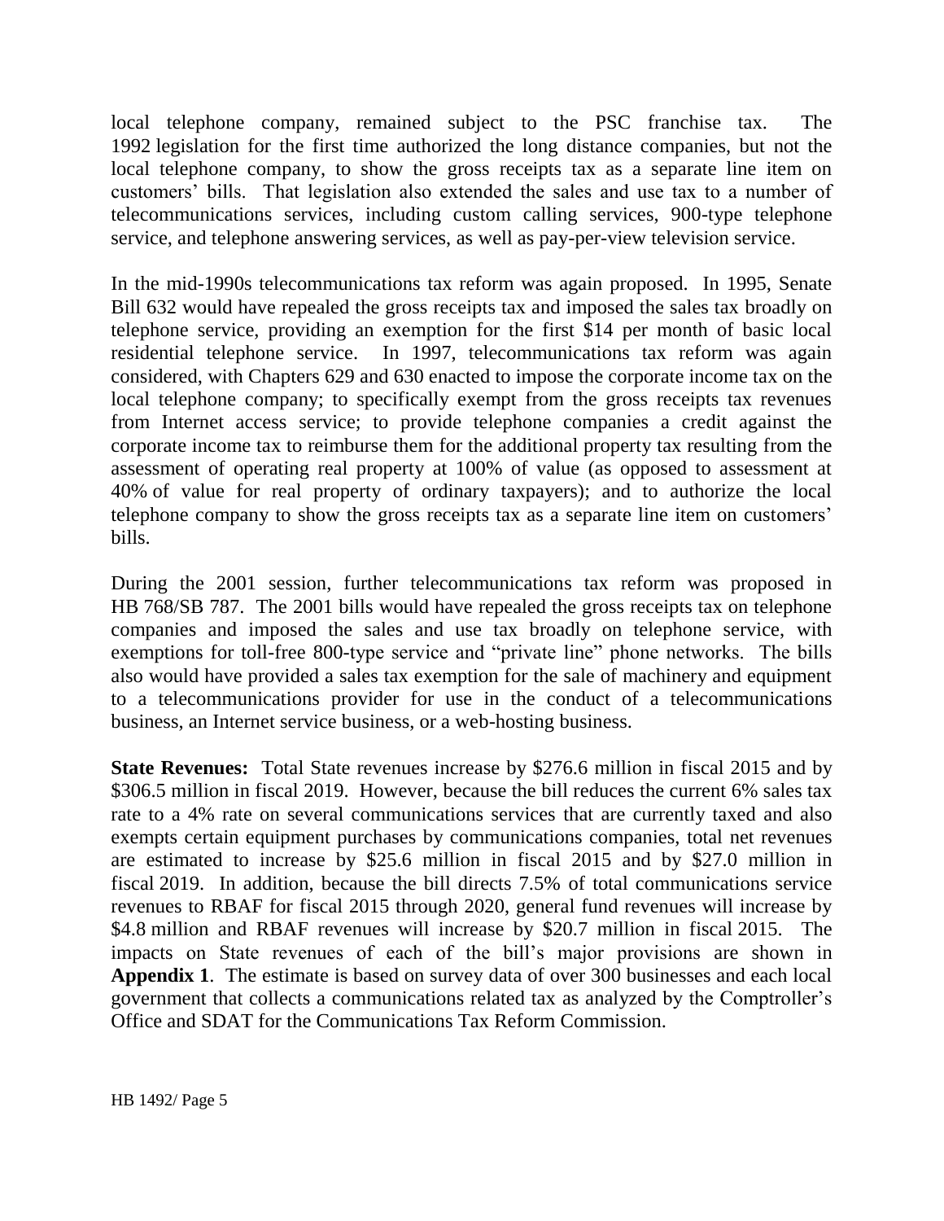local telephone company, remained subject to the PSC franchise tax. The 1992 legislation for the first time authorized the long distance companies, but not the local telephone company, to show the gross receipts tax as a separate line item on customers' bills. That legislation also extended the sales and use tax to a number of telecommunications services, including custom calling services, 900-type telephone service, and telephone answering services, as well as pay-per-view television service.

In the mid-1990s telecommunications tax reform was again proposed. In 1995, Senate Bill 632 would have repealed the gross receipts tax and imposed the sales tax broadly on telephone service, providing an exemption for the first $14 per month of basic local residential telephone service. In 1997, telecommunications tax reform was again considered, with Chapters 629 and 630 enacted to impose the corporate income tax on the local telephone company; to specifically exempt from the gross receipts tax revenues from Internet access service; to provide telephone companies a credit against the corporate income tax to reimburse them for the additional property tax resulting from the assessment of operating real property at 100% of value (as opposed to assessment at 40% of value for real property of ordinary taxpayers); and to authorize the local telephone company to show the gross receipts tax as a separate line item on customers' bills.

During the 2001 session, further telecommunications tax reform was proposed in HB 768/SB 787. The 2001 bills would have repealed the gross receipts tax on telephone companies and imposed the sales and use tax broadly on telephone service, with exemptions for toll-free 800-type service and "private line" phone networks. The bills also would have provided a sales tax exemption for the sale of machinery and equipment to a telecommunications provider for use in the conduct of a telecommunications business, an Internet service business, or a web-hosting business.

**State Revenues:** Total State revenues increase by $276.6 million in fiscal 2015 and by $306.5 million in fiscal 2019. However, because the bill reduces the current 6% sales tax rate to a 4% rate on several communications services that are currently taxed and also exempts certain equipment purchases by communications companies, total net revenues are estimated to increase by $25.6 million in fiscal 2015 and by $27.0 million in fiscal 2019. In addition, because the bill directs 7.5% of total communications service revenues to RBAF for fiscal 2015 through 2020, general fund revenues will increase by $4.8 million and RBAF revenues will increase by $20.7 million in fiscal 2015. The impacts on State revenues of each of the bill's major provisions are shown in **Appendix 1**. The estimate is based on survey data of over 300 businesses and each local government that collects a communications related tax as analyzed by the Comptroller's Office and SDAT for the Communications Tax Reform Commission.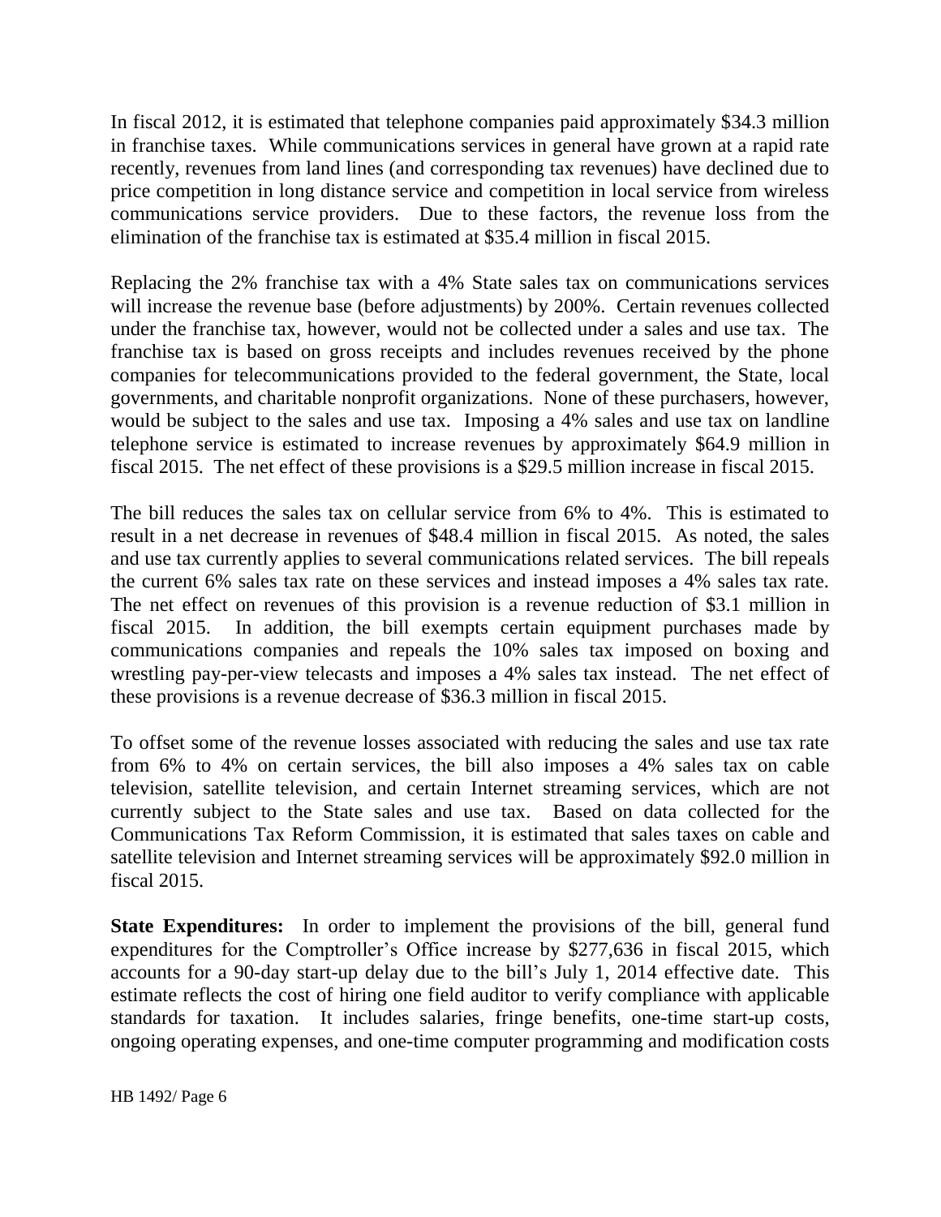In fiscal 2012, it is estimated that telephone companies paid approximately $34.3 million in franchise taxes. While communications services in general have grown at a rapid rate recently, revenues from land lines (and corresponding tax revenues) have declined due to price competition in long distance service and competition in local service from wireless communications service providers. Due to these factors, the revenue loss from the elimination of the franchise tax is estimated at $35.4 million in fiscal 2015.

Replacing the 2% franchise tax with a 4% State sales tax on communications services will increase the revenue base (before adjustments) by 200%. Certain revenues collected under the franchise tax, however, would not be collected under a sales and use tax. The franchise tax is based on gross receipts and includes revenues received by the phone companies for telecommunications provided to the federal government, the State, local governments, and charitable nonprofit organizations. None of these purchasers, however, would be subject to the sales and use tax. Imposing a 4% sales and use tax on landline telephone service is estimated to increase revenues by approximately $64.9 million in fiscal 2015. The net effect of these provisions is a $29.5 million increase in fiscal 2015.

The bill reduces the sales tax on cellular service from 6% to 4%. This is estimated to result in a net decrease in revenues of $48.4 million in fiscal 2015. As noted, the sales and use tax currently applies to several communications related services. The bill repeals the current 6% sales tax rate on these services and instead imposes a 4% sales tax rate. The net effect on revenues of this provision is a revenue reduction of $3.1 million in fiscal 2015. In addition, the bill exempts certain equipment purchases made by communications companies and repeals the 10% sales tax imposed on boxing and wrestling pay-per-view telecasts and imposes a 4% sales tax instead. The net effect of these provisions is a revenue decrease of $36.3 million in fiscal 2015.

To offset some of the revenue losses associated with reducing the sales and use tax rate from 6% to 4% on certain services, the bill also imposes a 4% sales tax on cable television, satellite television, and certain Internet streaming services, which are not currently subject to the State sales and use tax. Based on data collected for the Communications Tax Reform Commission, it is estimated that sales taxes on cable and satellite television and Internet streaming services will be approximately $92.0 million in fiscal 2015.

**State Expenditures:** In order to implement the provisions of the bill, general fund expenditures for the Comptroller's Office increase by $277,636 in fiscal 2015, which accounts for a 90-day start-up delay due to the bill's July 1, 2014 effective date. This estimate reflects the cost of hiring one field auditor to verify compliance with applicable standards for taxation. It includes salaries, fringe benefits, one-time start-up costs, ongoing operating expenses, and one-time computer programming and modification costs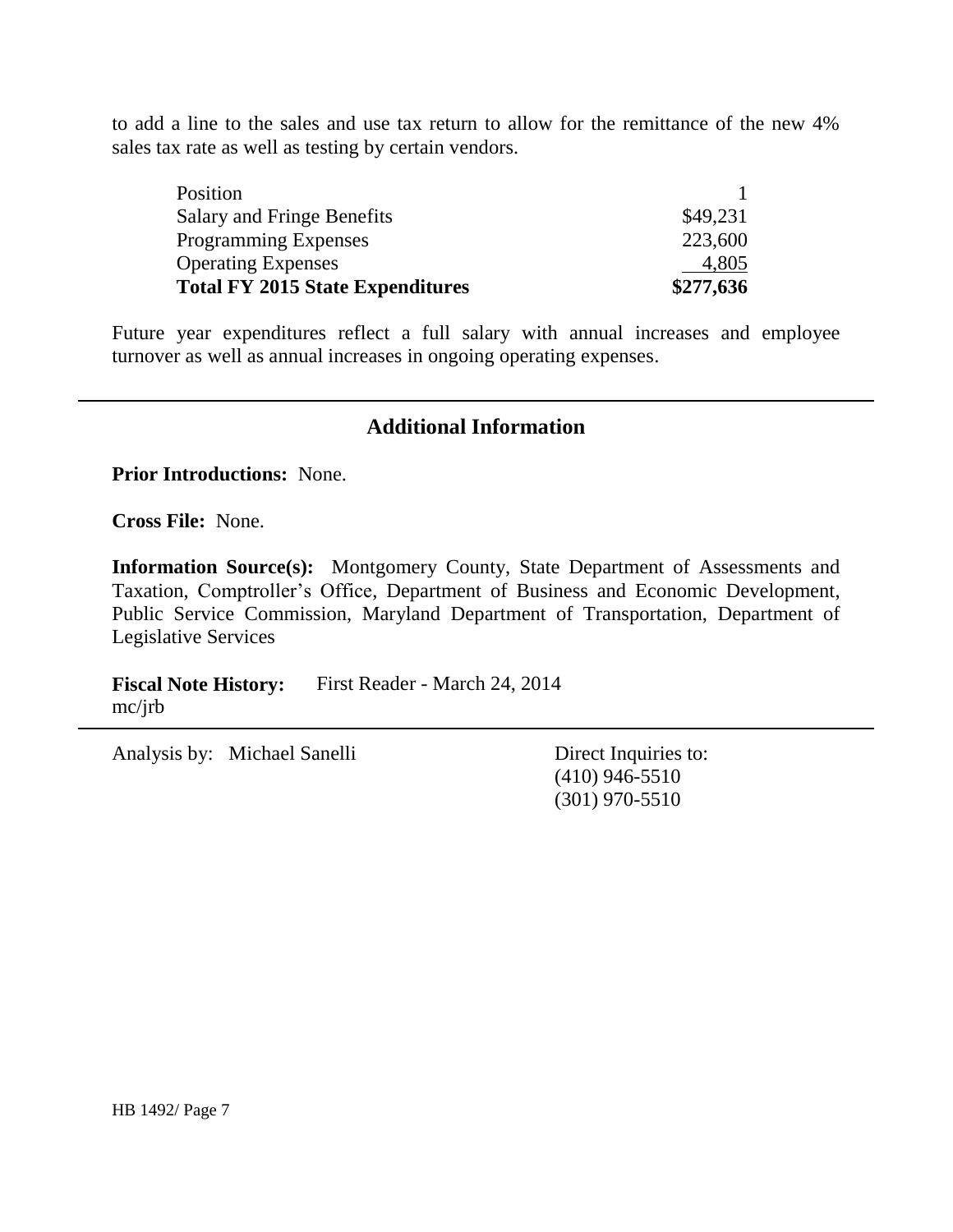to add a line to the sales and use tax return to allow for the remittance of the new 4% sales tax rate as well as testing by certain vendors.

| | |
|---|---|
| Position | 1 |
| Salary and Fringe Benefits | $49,231 |
| Programming Expenses | 223,600 |
| Operating Expenses | 4,805 |
| **Total FY 2015 State Expenditures** | **$277,636** |

Future year expenditures reflect a full salary with annual increases and employee turnover as well as annual increases in ongoing operating expenses.

## Additional Information

**Prior Introductions:** None.

**Cross File:** None.

**Information Source(s):** Montgomery County, State Department of Assessments and Taxation, Comptroller's Office, Department of Business and Economic Development, Public Service Commission, Maryland Department of Transportation, Department of Legislative Services

**Fiscal Note History:** First Reader - March 24, 2014
mc/jrb

Analysis by: Michael Sanelli

Direct Inquiries to:
(410) 946-5510
(301) 970-5510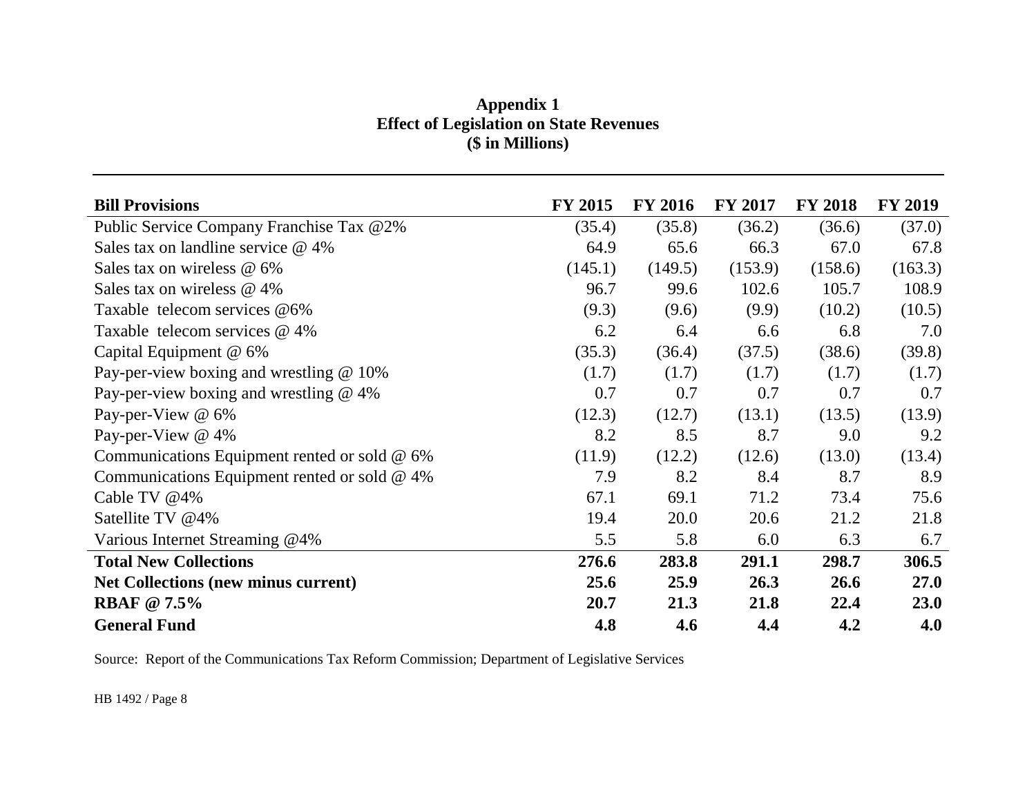**Appendix 1**
**Effect of Legislation on State Revenues**
**($ in Millions)**

| **Bill Provisions** | **FY 2015** | **FY 2016** | **FY 2017** | **FY 2018** | **FY 2019** |
|---|---|---|---|---|---|
| Public Service Company Franchise Tax @2% | (35.4) | (35.8) | (36.2) | (36.6) | (37.0) |
| Sales tax on landline service @ 4% | 64.9 | 65.6 | 66.3 | 67.0 | 67.8 |
| Sales tax on wireless @ 6% | (145.1) | (149.5) | (153.9) | (158.6) | (163.3) |
| Sales tax on wireless @ 4% | 96.7 | 99.6 | 102.6 | 105.7 | 108.9 |
| Taxable telecom services @6% | (9.3) | (9.6) | (9.9) | (10.2) | (10.5) |
| Taxable telecom services @ 4% | 6.2 | 6.4 | 6.6 | 6.8 | 7.0 |
| Capital Equipment @ 6% | (35.3) | (36.4) | (37.5) | (38.6) | (39.8) |
| Pay-per-view boxing and wrestling @ 10% | (1.7) | (1.7) | (1.7) | (1.7) | (1.7) |
| Pay-per-view boxing and wrestling @ 4% | 0.7 | 0.7 | 0.7 | 0.7 | 0.7 |
| Pay-per-View @ 6% | (12.3) | (12.7) | (13.1) | (13.5) | (13.9) |
| Pay-per-View @ 4% | 8.2 | 8.5 | 8.7 | 9.0 | 9.2 |
| Communications Equipment rented or sold @ 6% | (11.9) | (12.2) | (12.6) | (13.0) | (13.4) |
| Communications Equipment rented or sold @ 4% | 7.9 | 8.2 | 8.4 | 8.7 | 8.9 |
| Cable TV @4% | 67.1 | 69.1 | 71.2 | 73.4 | 75.6 |
| Satellite TV @4% | 19.4 | 20.0 | 20.6 | 21.2 | 21.8 |
| Various Internet Streaming @4% | 5.5 | 5.8 | 6.0 | 6.3 | 6.7 |
| **Total New Collections** | **276.6** | **283.8** | **291.1** | **298.7** | **306.5** |
| **Net Collections (new minus current)** | **25.6** | **25.9** | **26.3** | **26.6** | **27.0** |
| **RBAF @ 7.5%** | **20.7** | **21.3** | **21.8** | **22.4** | **23.0** |
| **General Fund** | **4.8** | **4.6** | **4.4** | **4.2** | **4.0** |

Source: Report of the Communications Tax Reform Commission; Department of Legislative Services